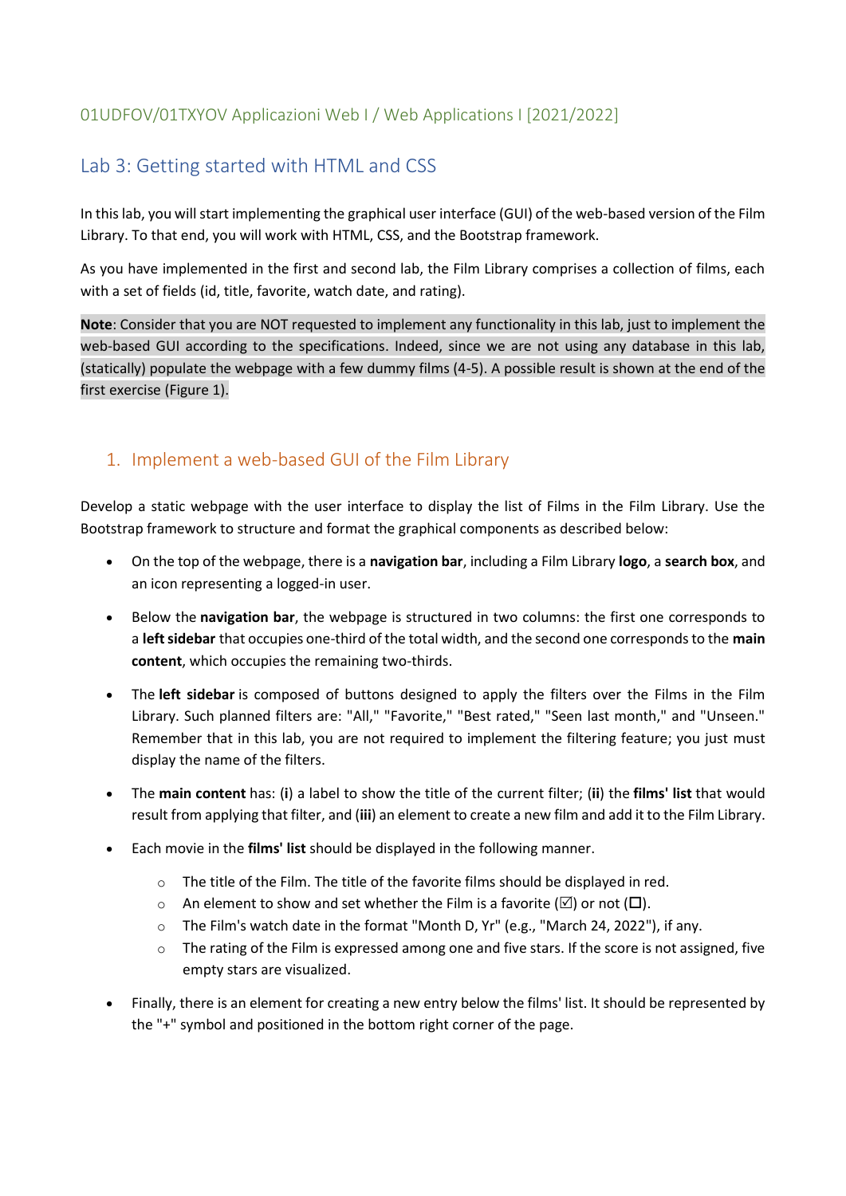01UDFOV/01TXYOV Applicazioni Web I / Web Applications I [2021/2022]

# Lab 3: Getting started with HTML and CSS

In this lab, you will start implementing the graphical user interface (GUI) of the web-based version of the Film Library. To that end, you will work with HTML, CSS, and the Bootstrap framework.

As you have implemented in the first and second lab, the Film Library comprises a collection of films, each with a set of fields (id, title, favorite, watch date, and rating).

**Note**: Consider that you are NOT requested to implement any functionality in this lab, just to implement the web-based GUI according to the specifications. Indeed, since we are not using any database in this lab, (statically) populate the webpage with a few dummy films (4-5). A possible result is shown at the end of the first exercise (Figure 1).

## 1. Implement a web-based GUI of the Film Library

Develop a static webpage with the user interface to display the list of Films in the Film Library. Use the Bootstrap framework to structure and format the graphical components as described below:

- On the top of the webpage, there is a **navigation bar**, including a Film Library **logo**, a **search box**, and an icon representing a logged-in user.
- Below the **navigation bar**, the webpage is structured in two columns: the first one corresponds to a **left sidebar** that occupies one-third of the total width, and the second one corresponds to the **main content**, which occupies the remaining two-thirds.
- The **left sidebar** is composed of buttons designed to apply the filters over the Films in the Film Library. Such planned filters are: "All," "Favorite," "Best rated," "Seen last month," and "Unseen." Remember that in this lab, you are not required to implement the filtering feature; you just must display the name of the filters.
- The **main content** has: (**i**) a label to show the title of the current filter; (**ii**) the **films' list** that would result from applying that filter, and (**iii**) an element to create a new film and add it to the Film Library.
- Each movie in the **films' list** should be displayed in the following manner.
  - The title of the Film. The title of the favorite films should be displayed in red.
  - An element to show and set whether the Film is a favorite (☑) or not (☐).
  - The Film's watch date in the format "Month D, Yr" (e.g., "March 24, 2022"), if any.
  - The rating of the Film is expressed among one and five stars. If the score is not assigned, five empty stars are visualized.
- Finally, there is an element for creating a new entry below the films' list. It should be represented by the "+" symbol and positioned in the bottom right corner of the page.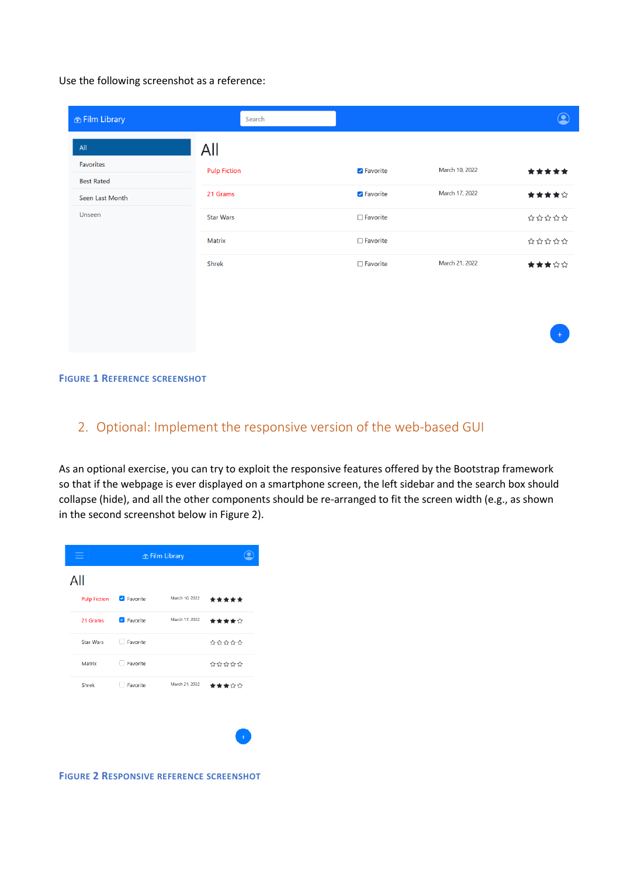Use the following screenshot as a reference:

**Figure 1 Reference screenshot**

## 2. Optional: Implement the responsive version of the web-based GUI

As an optional exercise, you can try to exploit the responsive features offered by the Bootstrap framework so that if the webpage is ever displayed on a smartphone screen, the left sidebar and the search box should collapse (hide), and all the other components should be re-arranged to fit the screen width (e.g., as shown in the second screenshot below in Figure 2).

**Figure 2 Responsive reference screenshot**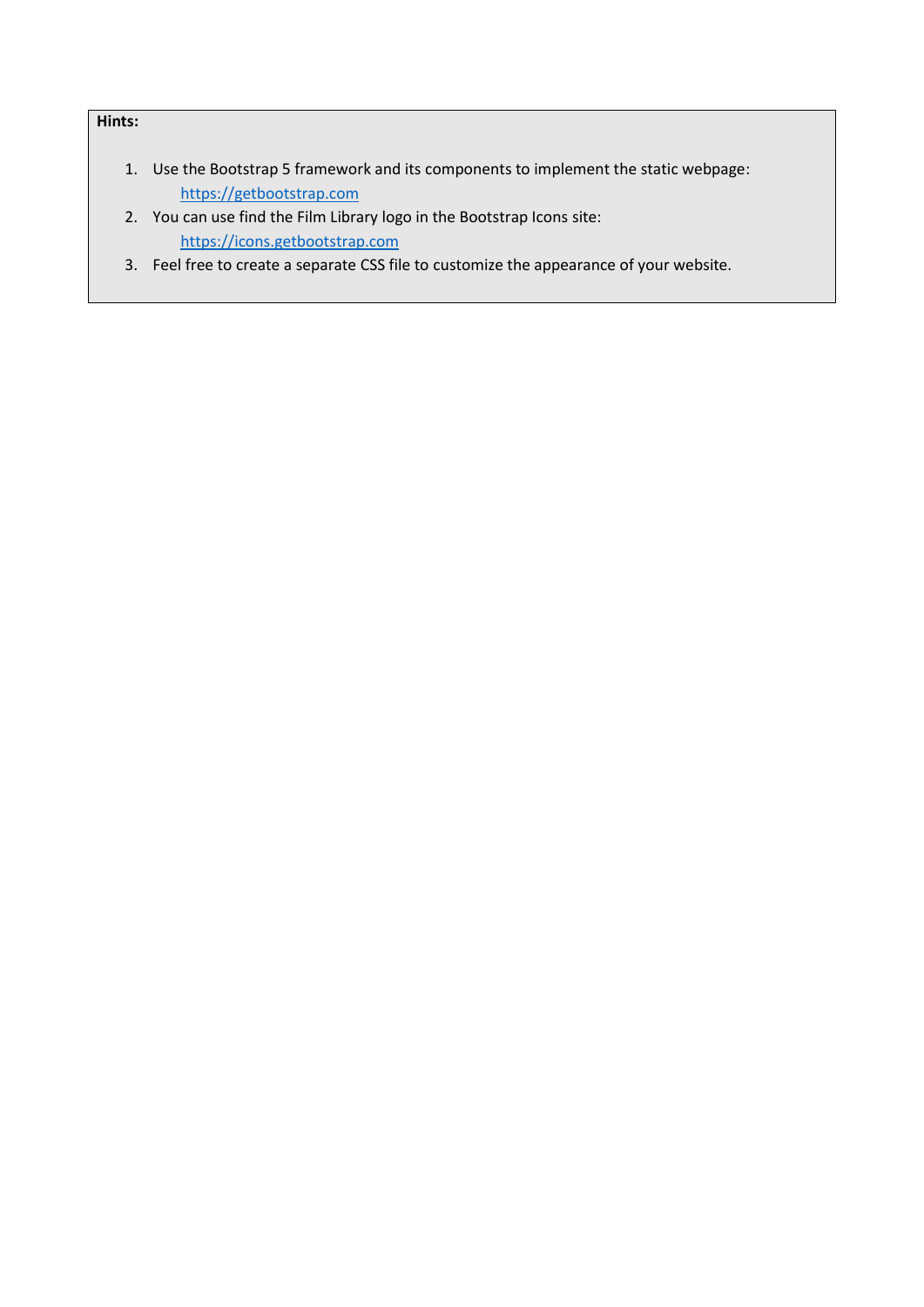**Hints:**

1. Use the Bootstrap 5 framework and its components to implement the static webpage:
   https://getbootstrap.com
2. You can use find the Film Library logo in the Bootstrap Icons site:
   https://icons.getbootstrap.com
3. Feel free to create a separate CSS file to customize the appearance of your website.